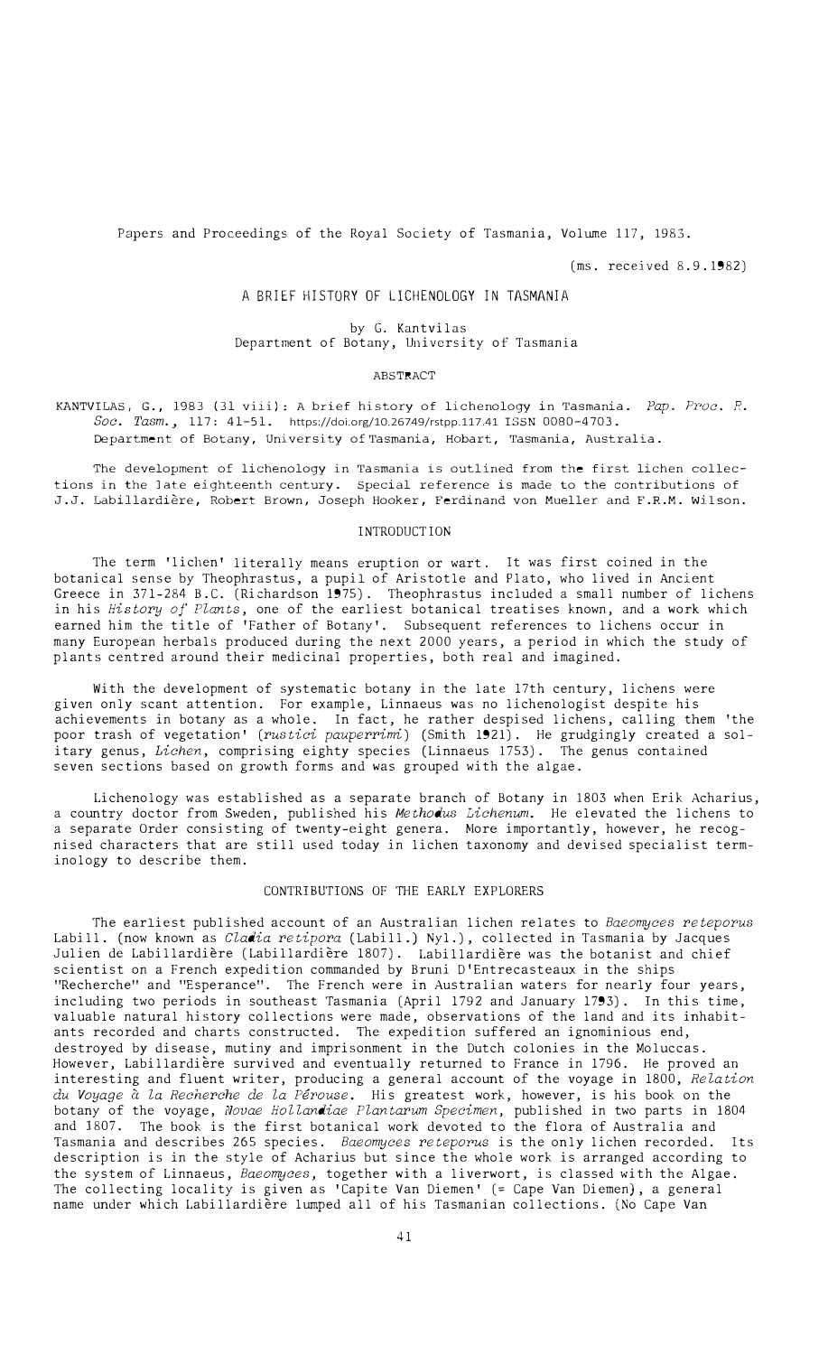Papers and Proceedings of the Royal Society of Tasmania, Volume 117, 1983.

(ms. received 8.9.1982)

# A BRIEF HISTORY OF LICHENOLOGY IN TASMANIA

by G. Kantvilas
Department of Botany, University of Tasmania

## ABSTRACT

KANTVILAS, G., 1983 (31 viii): A brief history of lichenology in Tasmania. *Pap. Proc. R. Soc. Tasm.*, 117: 41-51. https://doi.org/10.26749/rstpp.117.41 ISSN 0080-4703.
Department of Botany, University of Tasmania, Hobart, Tasmania, Australia.

The development of lichenology in Tasmania is outlined from the first lichen collections in the late eighteenth century. Special reference is made to the contributions of J.J. Labillardière, Robert Brown, Joseph Hooker, Ferdinand von Mueller and F.R.M. Wilson.

## INTRODUCTION

The term 'lichen' literally means eruption or wart. It was first coined in the botanical sense by Theophrastus, a pupil of Aristotle and Plato, who lived in Ancient Greece in 371-284 B.C. (Richardson 1975). Theophrastus included a small number of lichens in his *History of Plants*, one of the earliest botanical treatises known, and a work which earned him the title of 'Father of Botany'. Subsequent references to lichens occur in many European herbals produced during the next 2000 years, a period in which the study of plants centred around their medicinal properties, both real and imagined.

With the development of systematic botany in the late 17th century, lichens were given only scant attention. For example, Linnaeus was no lichenologist despite his achievements in botany as a whole. In fact, he rather despised lichens, calling them 'the poor trash of vegetation' (*rustici pauperrimi*) (Smith 1921). He grudgingly created a solitary genus, *Lichen*, comprising eighty species (Linnaeus 1753). The genus contained seven sections based on growth forms and was grouped with the algae.

Lichenology was established as a separate branch of Botany in 1803 when Erik Acharius, a country doctor from Sweden, published his *Methodus Lichenum*. He elevated the lichens to a separate Order consisting of twenty-eight genera. More importantly, however, he recognised characters that are still used today in lichen taxonomy and devised specialist terminology to describe them.

## CONTRIBUTIONS OF THE EARLY EXPLORERS

The earliest published account of an Australian lichen relates to *Baeomyces reteporus* Labill. (now known as *Cladia retipora* (Labill.) Nyl.), collected in Tasmania by Jacques Julien de Labillardière (Labillardière 1807). Labillardière was the botanist and chief scientist on a French expedition commanded by Bruni D'Entrecasteaux in the ships "Recherche" and "Esperance". The French were in Australian waters for nearly four years, including two periods in southeast Tasmania (April 1792 and January 1793). In this time, valuable natural history collections were made, observations of the land and its inhabitants recorded and charts constructed. The expedition suffered an ignominious end, destroyed by disease, mutiny and imprisonment in the Dutch colonies in the Moluccas. However, Labillardière survived and eventually returned to France in 1796. He proved an interesting and fluent writer, producing a general account of the voyage in 1800, *Relation du Voyage à la Recherche de la Pérouse*. His greatest work, however, is his book on the botany of the voyage, *Novae Hollandiae Plantarum Specimen*, published in two parts in 1804 and 1807. The book is the first botanical work devoted to the flora of Australia and Tasmania and describes 265 species. *Baeomyces reteporus* is the only lichen recorded. Its description is in the style of Acharius but since the whole work is arranged according to the system of Linnaeus, *Baeomyces*, together with a liverwort, is classed with the Algae. The collecting locality is given as 'Capite Van Diemen' (= Cape Van Diemen), a general name under which Labillardière lumped all of his Tasmanian collections. (No Cape Van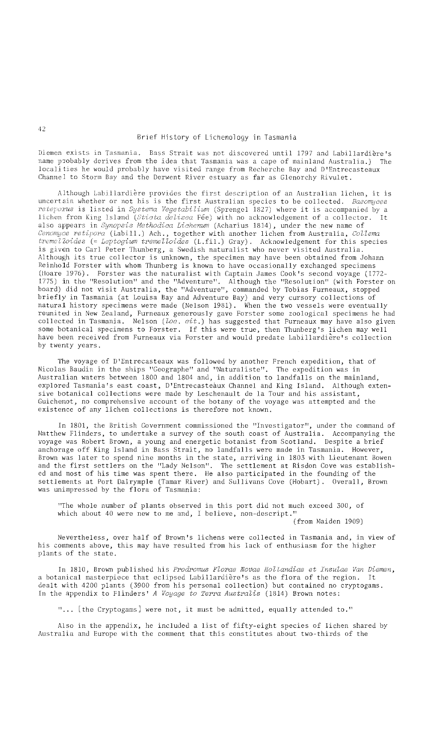Diemen exists in Tasmania. Bass Strait was not discovered until 1797 and Labillardière's name probably derives from the idea that Tasmania was a cape of mainland Australia.) The localities he would probably have visited range from Recherche Bay and D'Entrecasteaux Channel to Storm Bay and the Derwent River estuary as far as Glenorchy Rivulet.

Although Labillardière provides the first description of an Australian lichen, it is uncertain whether or not his is the first Australian species to be collected. *Baeomyces reteporus* is listed in *Systema Vegetabilium* (Sprengel 1827) where it is accompanied by a lichen from King Island (*Sticta delisea* Fée) with no acknowledgement of a collector. It also appears in *Synopsis Methodica Lichenum* (Acharius 1814), under the new name of *Cenomyce retipora* (Labill.) Ach., together with another lichen from Australia, *Collema tremelloides* (= *Leptogium tremelloides* (L.fil.) Gray). Acknowledgement for this species is given to Carl Peter Thunberg, a Swedish naturalist who never visited Australia. Although its true collector is unknown, the specimen may have been obtained from Johann Reinhold Forster with whom Thunberg is known to have occasionally exchanged specimens (Hoare 1976). Forster was the naturalist with Captain James Cook's second voyage (1772-1775) in the "Resolution" and the "Adventure". Although the "Resolution" (with Forster on board) did not visit Australia, the "Adventure", commanded by Tobias Furneaux, stopped briefly in Tasmania (at Louisa Bay and Adventure Bay) and very cursory collections of natural history specimens were made (Nelson 1981). When the two vessels were eventually reunited in New Zealand, Furneaux generously gave Forster some zoological specimens he had collected in Tasmania. Nelson (*loc. cit.*) has suggested that Furneaux may have also given some botanical specimens to Forster. If this were true, then Thunberg's lichen may well have been received from Furneaux via Forster and would predate Labillardière's collection by twenty years.

The voyage of D'Entrecasteaux was followed by another French expedition, that of Nicolas Baudin in the ships "Geographe" and "Naturaliste". The expedition was in Australian waters between 1800 and 1804 and, in addition to landfalls on the mainland, explored Tasmania's east coast, D'Entrecasteaux Channel and King Island. Although extensive botanical collections were made by Leschenault de la Tour and his assistant, Guichenot, no comprehensive account of the botany of the voyage was attempted and the existence of any lichen collections is therefore not known.

In 1801, the British Government commissioned the "Investigator", under the command of Matthew Flinders, to undertake a survey of the south coast of Australia. Accompanying the voyage was Robert Brown, a young and energetic botanist from Scotland. Despite a brief anchorage off King Island in Bass Strait, no landfalls were made in Tasmania. However, Brown was later to spend nine months in the state, arriving in 1803 with Lieutenant Bowen and the first settlers on the "Lady Nelson". The settlement at Risdon Cove was established and most of his time was spent there. He also participated in the founding of the settlements at Port Dalrymple (Tamar River) and Sullivans Cove (Hobart). Overall, Brown was unimpressed by the flora of Tasmania:

> "The whole number of plants observed in this port did not much exceed 300, of which about 40 were new to me and, I believe, non-descript."
>
> (from Maiden 1909)

Nevertheless, over half of Brown's lichens were collected in Tasmania and, in view of his comments above, this may have resulted from his lack of enthusiasm for the higher plants of the state.

In 1810, Brown published his *Prodromus Florae Novae Hollandiae et Insulae Van Diemen*, a botanical masterpiece that eclipsed Labillardière's as the flora of the region. It dealt with 4200 plants (3900 from his personal collection) but contained no cryptogams. In the appendix to Flinders' *A Voyage to Terra Australis* (1814) Brown notes:

> "... [the Cryptogams] were not, it must be admitted, equally attended to."

Also in the appendix, he included a list of fifty-eight species of lichen shared by Australia and Europe with the comment that this constitutes about two-thirds of the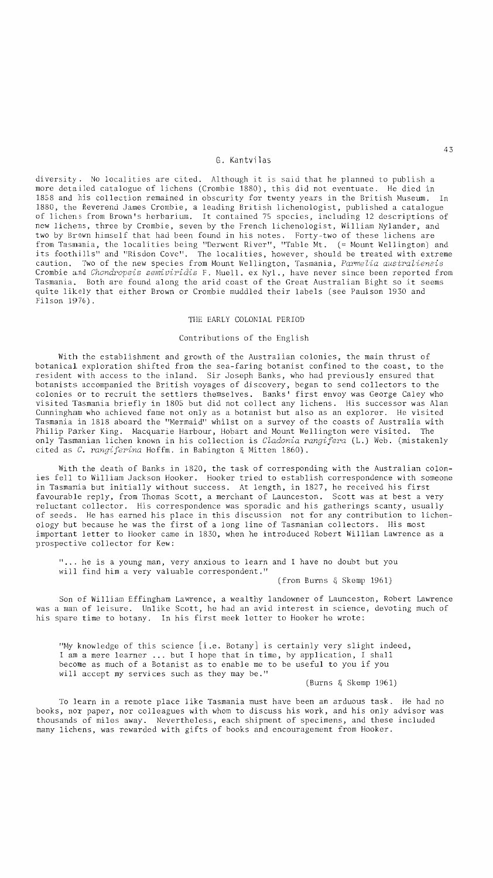diversity. No localities are cited. Although it is said that he planned to publish a more detailed catalogue of lichens (Crombie 1880), this did not eventuate. He died in 1858 and his collection remained in obscurity for twenty years in the British Museum. In 1880, the Reverend James Crombie, a leading British lichenologist, published a catalogue of lichens from Brown's herbarium. It contained 75 species, including 12 descriptions of new lichens, three by Crombie, seven by the French lichenologist, William Nylander, and two by Brown himself that had been found in his notes. Forty-two of these lichens are from Tasmania, the localities being "Derwent River", "Table Mt. (= Mount Wellington) and its foothills" and "Risdon Cove". The localities, however, should be treated with extreme caution. Two of the new species from Mount Wellington, Tasmania, *Parmelia australiensis* Crombie and *Chondropsis semiviridis* F. Muell. ex Nyl., have never since been reported from Tasmania. Both are found along the arid coast of the Great Australian Bight so it seems quite likely that either Brown or Crombie muddled their labels (see Paulson 1930 and Filson 1976).

## THE EARLY COLONIAL PERIOD

### Contributions of the English

With the establishment and growth of the Australian colonies, the main thrust of botanical exploration shifted from the sea-faring botanist confined to the coast, to the resident with access to the inland. Sir Joseph Banks, who had previously ensured that botanists accompanied the British voyages of discovery, began to send collectors to the colonies or to recruit the settlers themselves. Banks' first envoy was George Caley who visited Tasmania briefly in 1805 but did not collect any lichens. His successor was Alan Cunningham who achieved fame not only as a botanist but also as an explorer. He visited Tasmania in 1818 aboard the "Mermaid" whilst on a survey of the coasts of Australia with Philip Parker King. Macquarie Harbour, Hobart and Mount Wellington were visited. The only Tasmanian lichen known in his collection is *Cladonia rangifera* (L.) Web. (mistakenly cited as *C. rangiferina* Hoffm. in Babington & Mitten 1860).

With the death of Banks in 1820, the task of corresponding with the Australian colonies fell to William Jackson Hooker. Hooker tried to establish correspondence with someone in Tasmania but initially without success. At length, in 1827, he received his first favourable reply, from Thomas Scott, a merchant of Launceston. Scott was at best a very reluctant collector. His correspondence was sporadic and his gatherings scanty, usually of seeds. He has earned his place in this discussion not for any contribution to lichenology but because he was the first of a long line of Tasmanian collectors. His most important letter to Hooker came in 1830, when he introduced Robert William Lawrence as a prospective collector for Kew:

> "... he is a young man, very anxious to learn and I have no doubt but you will find him a very valuable correspondent."
>
> (from Burns & Skemp 1961)

Son of William Effingham Lawrence, a wealthy landowner of Launceston, Robert Lawrence was a man of leisure. Unlike Scott, he had an avid interest in science, devoting much of his spare time to botany. In his first meek letter to Hooker he wrote:

> "My knowledge of this science [i.e. Botany] is certainly very slight indeed, I am a mere learner ... but I hope that in time, by application, I shall become as much of a Botanist as to enable me to be useful to you if you will accept my services such as they may be."
>
> (Burns & Skemp 1961)

To learn in a remote place like Tasmania must have been an arduous task. He had no books, nor paper, nor colleagues with whom to discuss his work, and his only advisor was thousands of miles away. Nevertheless, each shipment of specimens, and these included many lichens, was rewarded with gifts of books and encouragement from Hooker.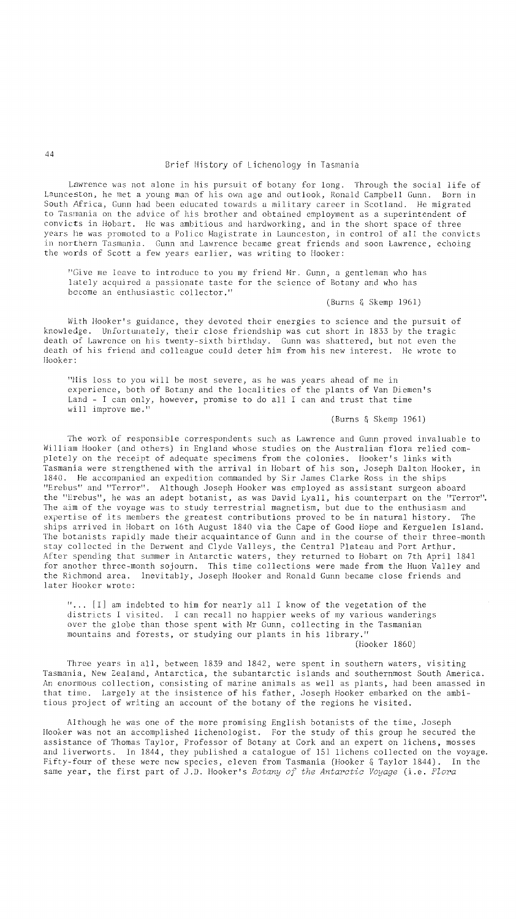Lawrence was not alone in his pursuit of botany for long. Through the social life of Launceston, he met a young man of his own age and outlook, Ronald Campbell Gunn. Born in South Africa, Gunn had been educated towards a military career in Scotland. He migrated to Tasmania on the advice of his brother and obtained employment as a superintendent of convicts in Hobart. He was ambitious and hardworking, and in the short space of three years he was promoted to a Police Magistrate in Launceston, in control of all the convicts in northern Tasmania. Gunn and Lawrence became great friends and soon Lawrence, echoing the words of Scott a few years earlier, was writing to Hooker:

> "Give me leave to introduce to you my friend Mr. Gunn, a gentleman who has lately acquired a passionate taste for the science of Botany and who has become an enthusiastic collector."
>
> (Burns & Skemp 1961)

With Hooker's guidance, they devoted their energies to science and the pursuit of knowledge. Unfortunately, their close friendship was cut short in 1833 by the tragic death of Lawrence on his twenty-sixth birthday. Gunn was shattered, but not even the death of his friend and colleague could deter him from his new interest. He wrote to Hooker:

> "His loss to you will be most severe, as he was years ahead of me in experience, both of Botany and the localities of the plants of Van Diemen's Land - I can only, however, promise to do all I can and trust that time will improve me."
>
> (Burns & Skemp 1961)

The work of responsible correspondents such as Lawrence and Gunn proved invaluable to William Hooker (and others) in England whose studies on the Australian flora relied completely on the receipt of adequate specimens from the colonies. Hooker's links with Tasmania were strengthened with the arrival in Hobart of his son, Joseph Dalton Hooker, in 1840. He accompanied an expedition commanded by Sir James Clarke Ross in the ships "Erebus" and "Terror". Although Joseph Hooker was employed as assistant surgeon aboard the "Erebus", he was an adept botanist, as was David Lyall, his counterpart on the "Terror". The aim of the voyage was to study terrestrial magnetism, but due to the enthusiasm and expertise of its members the greatest contributions proved to be in natural history. The ships arrived in Hobart on 16th August 1840 via the Cape of Good Hope and Kerguelen Island. The botanists rapidly made their acquaintance of Gunn and in the course of their three-month stay collected in the Derwent and Clyde Valleys, the Central Plateau and Port Arthur. After spending that summer in Antarctic waters, they returned to Hobart on 7th April 1841 for another three-month sojourn. This time collections were made from the Huon Valley and the Richmond area. Inevitably, Joseph Hooker and Ronald Gunn became close friends and later Hooker wrote:

> "... [I] am indebted to him for nearly all I know of the vegetation of the districts I visited. I can recall no happier weeks of my various wanderings over the globe than those spent with Mr Gunn, collecting in the Tasmanian mountains and forests, or studying our plants in his library."
>
> (Hooker 1860)

Three years in all, between 1839 and 1842, were spent in southern waters, visiting Tasmania, New Zealand, Antarctica, the subantarctic islands and southernmost South America. An enormous collection, consisting of marine animals as well as plants, had been amassed in that time. Largely at the insistence of his father, Joseph Hooker embarked on the ambitious project of writing an account of the botany of the regions he visited.

Although he was one of the more promising English botanists of the time, Joseph Hooker was not an accomplished lichenologist. For the study of this group he secured the assistance of Thomas Taylor, Professor of Botany at Cork and an expert on lichens, mosses and liverworts. In 1844, they published a catalogue of 151 lichens collected on the voyage. Fifty-four of these were new species, eleven from Tasmania (Hooker & Taylor 1844). In the same year, the first part of J.D. Hooker's *Botany of the Antarctic Voyage* (i.e. *Flora*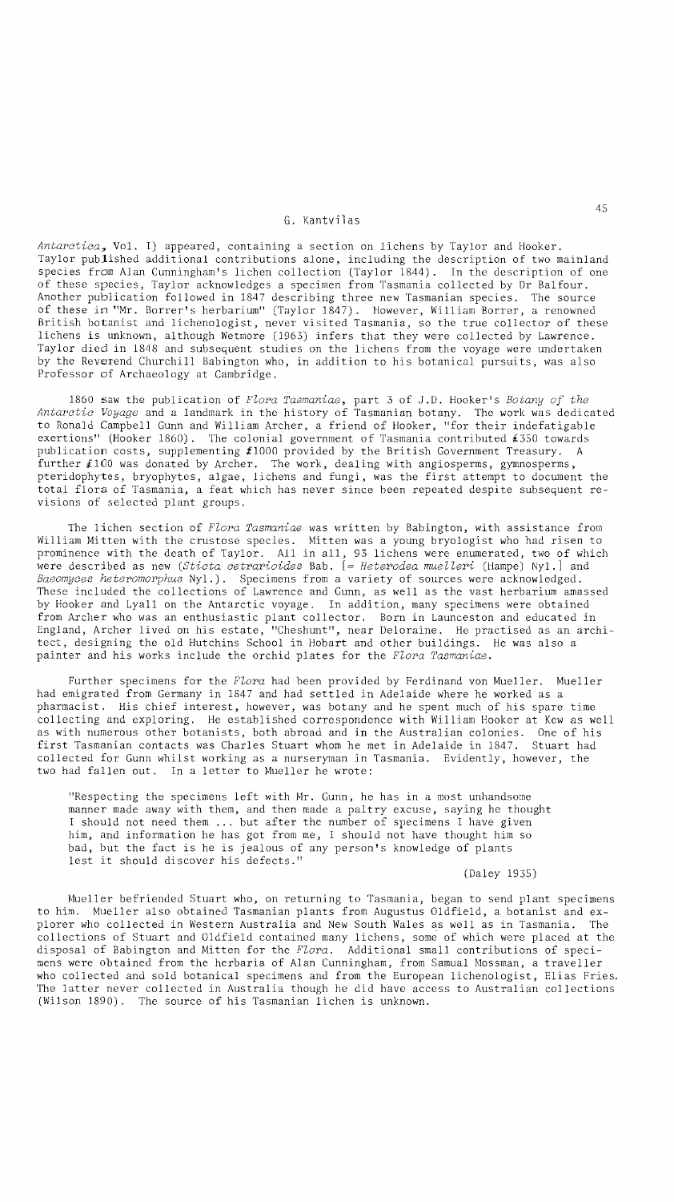*Antarctica*, Vol. I) appeared, containing a section on lichens by Taylor and Hooker. Taylor published additional contributions alone, including the description of two mainland species from Alan Cunningham's lichen collection (Taylor 1844). In the description of one of these species, Taylor acknowledges a specimen from Tasmania collected by Dr Balfour. Another publication followed in 1847 describing three new Tasmanian species. The source of these in "Mr. Borrer's herbarium" (Taylor 1847). However, William Borrer, a renowned British botanist and lichenologist, never visited Tasmania, so the true collector of these lichens is unknown, although Wetmore (1963) infers that they were collected by Lawrence. Taylor died in 1848 and subsequent studies on the lichens from the voyage were undertaken by the Reverend Churchill Babington who, in addition to his botanical pursuits, was also Professor of Archaeology at Cambridge.

1860 saw the publication of *Flora Tasmaniae*, part 3 of J.D. Hooker's *Botany of the Antarctic Voyage* and a landmark in the history of Tasmanian botany. The work was dedicated to Ronald Campbell Gunn and William Archer, a friend of Hooker, "for their indefatigable exertions" (Hooker 1860). The colonial government of Tasmania contributed £350 towards publication costs, supplementing £1000 provided by the British Government Treasury. A further £100 was donated by Archer. The work, dealing with angiosperms, gymnosperms, pteridophytes, bryophytes, algae, lichens and fungi, was the first attempt to document the total flora of Tasmania, a feat which has never since been repeated despite subsequent revisions of selected plant groups.

The lichen section of *Flora Tasmaniae* was written by Babington, with assistance from William Mitten with the crustose species. Mitten was a young bryologist who had risen to prominence with the death of Taylor. All in all, 93 lichens were enumerated, two of which were described as new (*Sticta cetrarioides* Bab. [= *Heterodea muelleri* (Hampe) Nyl.] and *Baeomyces heteromorphus* Nyl.). Specimens from a variety of sources were acknowledged. These included the collections of Lawrence and Gunn, as well as the vast herbarium amassed by Hooker and Lyall on the Antarctic voyage. In addition, many specimens were obtained from Archer who was an enthusiastic plant collector. Born in Launceston and educated in England, Archer lived on his estate, "Cheshunt", near Deloraine. He practised as an architect, designing the old Hutchins School in Hobart and other buildings. He was also a painter and his works include the orchid plates for the *Flora Tasmaniae*.

Further specimens for the *Flora* had been provided by Ferdinand von Mueller. Mueller had emigrated from Germany in 1847 and had settled in Adelaide where he worked as a pharmacist. His chief interest, however, was botany and he spent much of his spare time collecting and exploring. He established correspondence with William Hooker at Kew as well as with numerous other botanists, both abroad and in the Australian colonies. One of his first Tasmanian contacts was Charles Stuart whom he met in Adelaide in 1847. Stuart had collected for Gunn whilst working as a nurseryman in Tasmania. Evidently, however, the two had fallen out. In a letter to Mueller he wrote:

> "Respecting the specimens left with Mr. Gunn, he has in a most unhandsome manner made away with them, and then made a paltry excuse, saying he thought I should not need them ... but after the number of specimens I have given him, and information he has got from me, I should not have thought him so bad, but the fact is he is jealous of any person's knowledge of plants lest it should discover his defects."
>
> (Daley 1935)

Mueller befriended Stuart who, on returning to Tasmania, began to send plant specimens to him. Mueller also obtained Tasmanian plants from Augustus Oldfield, a botanist and explorer who collected in Western Australia and New South Wales as well as in Tasmania. The collections of Stuart and Oldfield contained many lichens, some of which were placed at the disposal of Babington and Mitten for the *Flora*. Additional small contributions of specimens were obtained from the herbaria of Alan Cunningham, from Samual Mossman, a traveller who collected and sold botanical specimens and from the European lichenologist, Elias Fries. The latter never collected in Australia though he did have access to Australian collections (Wilson 1890). The source of his Tasmanian lichen is unknown.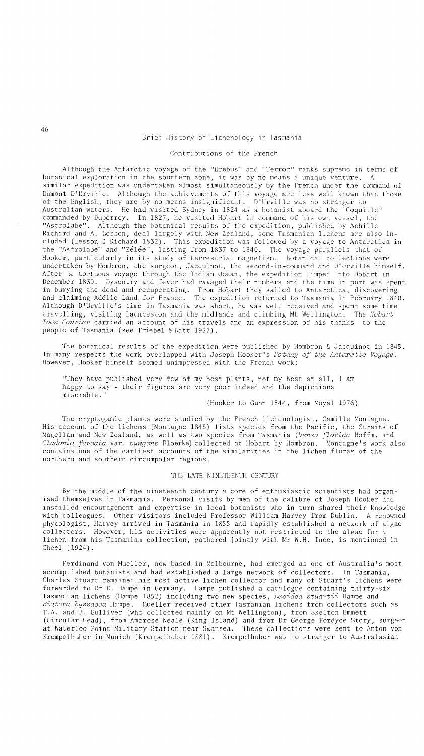## Brief History of Lichenology in Tasmania

### Contributions of the French

Although the Antarctic voyage of the "Erebus" and "Terror" ranks supreme in terms of botanical exploration in the southern zone, it was by no means a unique venture. A similar expedition was undertaken almost simultaneously by the French under the command of Dumont D'Urville. Although the achievements of this voyage are less well known than those of the English, they are by no means insignificant. D'Urville was no stranger to Australian waters. He had visited Sydney in 1824 as a botanist aboard the "Coquille" commanded by Duperrey. In 1827, he visited Hobart in command of his own vessel, the "Astrolabe". Although the botanical results of the expedition, published by Achille Richard and A. Lesson, deal largely with New Zealand, some Tasmanian lichens are also included (Lesson & Richard 1832). This expedition was followed by a voyage to Antarctica in the "Astrolabe" and "Zélée", lasting from 1837 to 1840. The voyage parallels that of Hooker, particularly in its study of terrestrial magnetism. Botanical collections were undertaken by Hombron, the surgeon, Jacquinot, the second-in-command and D'Urville himself. After a tortuous voyage through the Indian Ocean, the expedition limped into Hobart in December 1839. Dysentry and fever had ravaged their numbers and the time in port was spent in burying the dead and recuperating. From Hobart they sailed to Antarctica, discovering and claiming Adélie Land for France. The expedition returned to Tasmania in February 1840. Although D'Urville's time in Tasmania was short, he was well received and spent some time travelling, visiting Launceston and the midlands and climbing Mt Wellington. The *Hobart Town Courier* carried an account of his travels and an expression of his thanks to the people of Tasmania (see Triebel & Batt 1957).

The botanical results of the expedition were published by Hombron & Jacquinot in 1845. In many respects the work overlapped with Joseph Hooker's *Botany of the Antarctic Voyage*. However, Hooker himself seemed unimpressed with the French work:

> "They have published very few of my best plants, not my best at all, I am happy to say - their figures are very poor indeed and the depictions miserable."
>
> (Hooker to Gunn 1844, from Moyal 1976)

The cryptogamic plants were studied by the French lichenologist, Camille Montagne. His account of the lichens (Montagne 1845) lists species from the Pacific, the Straits of Magellan and New Zealand, as well as two species from Tasmania (*Usnea florida* Hoffm. and *Cladonia furcata* var. *pungens* Floerke) collected at Hobart by Hombron. Montagne's work also contains one of the earliest accounts of the similarities in the lichen floras of the northern and southern circumpolar regions.

### THE LATE NINETEENTH CENTURY

By the middle of the nineteenth century a core of enthusiastic scientists had organised themselves in Tasmania. Personal visits by men of the calibre of Joseph Hooker had instilled encouragement and expertise in local botanists who in turn shared their knowledge with colleagues. Other visitors included Professor William Harvey from Dublin. A renowned phycologist, Harvey arrived in Tasmania in 1855 and rapidly established a network of algae collectors. However, his activities were apparently not restricted to the algae for a lichen from his Tasmanian collection, gathered jointly with Mr W.H. Ince, is mentioned in Cheel (1924).

Ferdinand von Mueller, now based in Melbourne, had emerged as one of Australia's most accomplished botanists and had established a large network of collectors. In Tasmania, Charles Stuart remained his most active lichen collector and many of Stuart's lichens were forwarded to Dr E. Hampe in Germany. Hampe published a catalogue containing thirty-six Tasmanian lichens (Hampe 1852) including two new species, *Lecidea stuartii* Hampe and *Biatora byssacea* Hampe. Mueller received other Tasmanian lichens from collectors such as T.A. and B. Gulliver (who collected mainly on Mt Wellington), from Skelton Emmett (Circular Head), from Ambrose Neale (King Island) and from Dr George Fordyce Story, surgeon at Waterloo Point Military Station near Swansea. These collections were sent to Anton von Krempelhuber in Munich (Krempelhuber 1881). Krempelhuber was no stranger to Australasian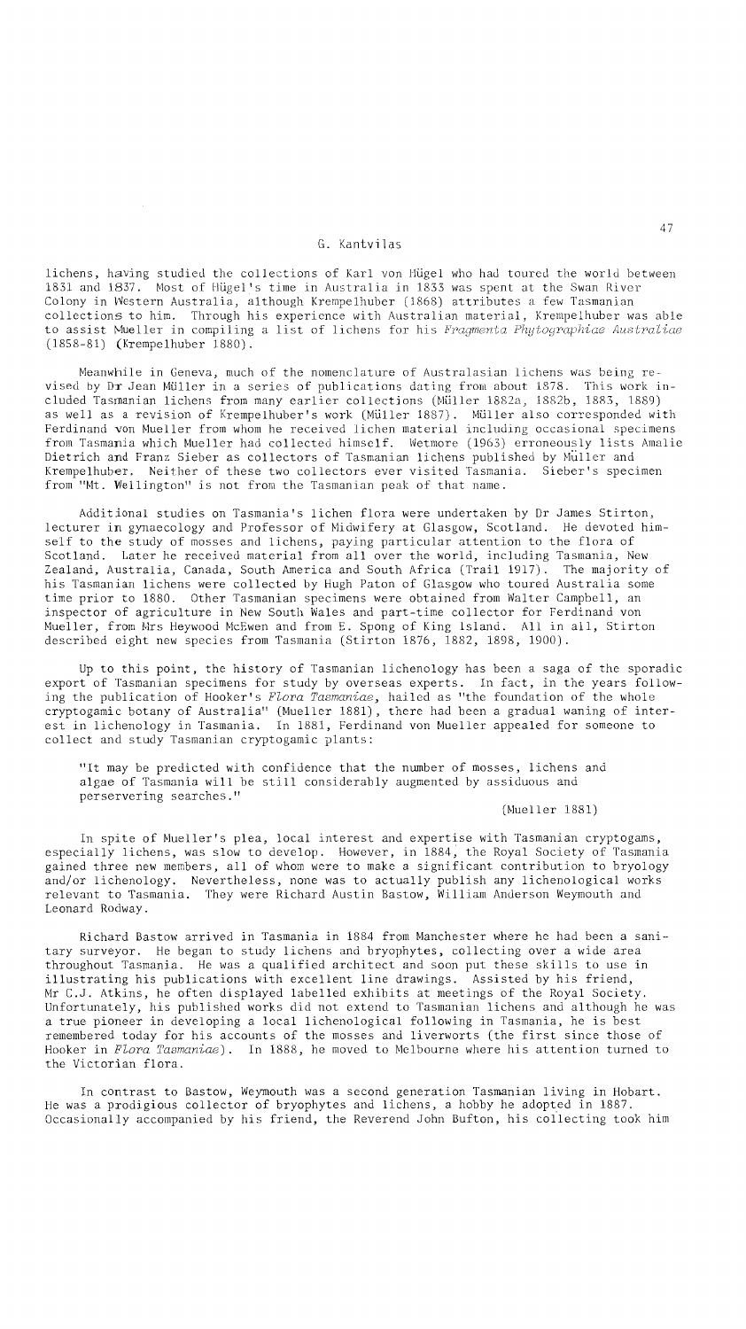lichens, having studied the collections of Karl von Hügel who had toured the world between 1831 and 1837. Most of Hügel's time in Australia in 1833 was spent at the Swan River Colony in Western Australia, although Krempelhuber (1868) attributes a few Tasmanian collections to him. Through his experience with Australian material, Krempelhuber was able to assist Mueller in compiling a list of lichens for his *Fragmenta Phytographiae Australiae* (1858-81) (Krempelhuber 1880).

Meanwhile in Geneva, much of the nomenclature of Australasian lichens was being revised by Dr Jean Müller in a series of publications dating from about 1878. This work included Tasmanian lichens from many earlier collections (Müller 1882a, 1882b, 1883, 1889) as well as a revision of Krempelhuber's work (Müller 1887). Müller also corresponded with Ferdinand von Mueller from whom he received lichen material including occasional specimens from Tasmania which Mueller had collected himself. Wetmore (1963) erroneously lists Amalie Dietrich and Franz Sieber as collectors of Tasmanian lichens published by Müller and Krempelhuber. Neither of these two collectors ever visited Tasmania. Sieber's specimen from "Mt. Wellington" is not from the Tasmanian peak of that name.

Additional studies on Tasmania's lichen flora were undertaken by Dr James Stirton, lecturer in gynaecology and Professor of Midwifery at Glasgow, Scotland. He devoted himself to the study of mosses and lichens, paying particular attention to the flora of Scotland. Later he received material from all over the world, including Tasmania, New Zealand, Australia, Canada, South America and South Africa (Trail 1917). The majority of his Tasmanian lichens were collected by Hugh Paton of Glasgow who toured Australia some time prior to 1880. Other Tasmanian specimens were obtained from Walter Campbell, an inspector of agriculture in New South Wales and part-time collector for Ferdinand von Mueller, from Mrs Heywood McEwen and from E. Spong of King Island. All in all, Stirton described eight new species from Tasmania (Stirton 1876, 1882, 1898, 1900).

Up to this point, the history of Tasmanian lichenology has been a saga of the sporadic export of Tasmanian specimens for study by overseas experts. In fact, in the years following the publication of Hooker's *Flora Tasmaniae*, hailed as "the foundation of the whole cryptogamic botany of Australia" (Mueller 1881), there had been a gradual waning of interest in lichenology in Tasmania. In 1881, Ferdinand von Mueller appealed for someone to collect and study Tasmanian cryptogamic plants:

> "It may be predicted with confidence that the number of mosses, lichens and algae of Tasmania will be still considerably augmented by assiduous and perservering searches."
>
> (Mueller 1881)

In spite of Mueller's plea, local interest and expertise with Tasmanian cryptogams, especially lichens, was slow to develop. However, in 1884, the Royal Society of Tasmania gained three new members, all of whom were to make a significant contribution to bryology and/or lichenology. Nevertheless, none was to actually publish any lichenological works relevant to Tasmania. They were Richard Austin Bastow, William Anderson Weymouth and Leonard Rodway.

Richard Bastow arrived in Tasmania in 1884 from Manchester where he had been a sanitary surveyor. He began to study lichens and bryophytes, collecting over a wide area throughout Tasmania. He was a qualified architect and soon put these skills to use in illustrating his publications with excellent line drawings. Assisted by his friend, Mr C.J. Atkins, he often displayed labelled exhibits at meetings of the Royal Society. Unfortunately, his published works did not extend to Tasmanian lichens and although he was a true pioneer in developing a local lichenological following in Tasmania, he is best remembered today for his accounts of the mosses and liverworts (the first since those of Hooker in *Flora Tasmaniae*). In 1888, he moved to Melbourne where his attention turned to the Victorian flora.

In contrast to Bastow, Weymouth was a second generation Tasmanian living in Hobart. He was a prodigious collector of bryophytes and lichens, a hobby he adopted in 1887. Occasionally accompanied by his friend, the Reverend John Bufton, his collecting took him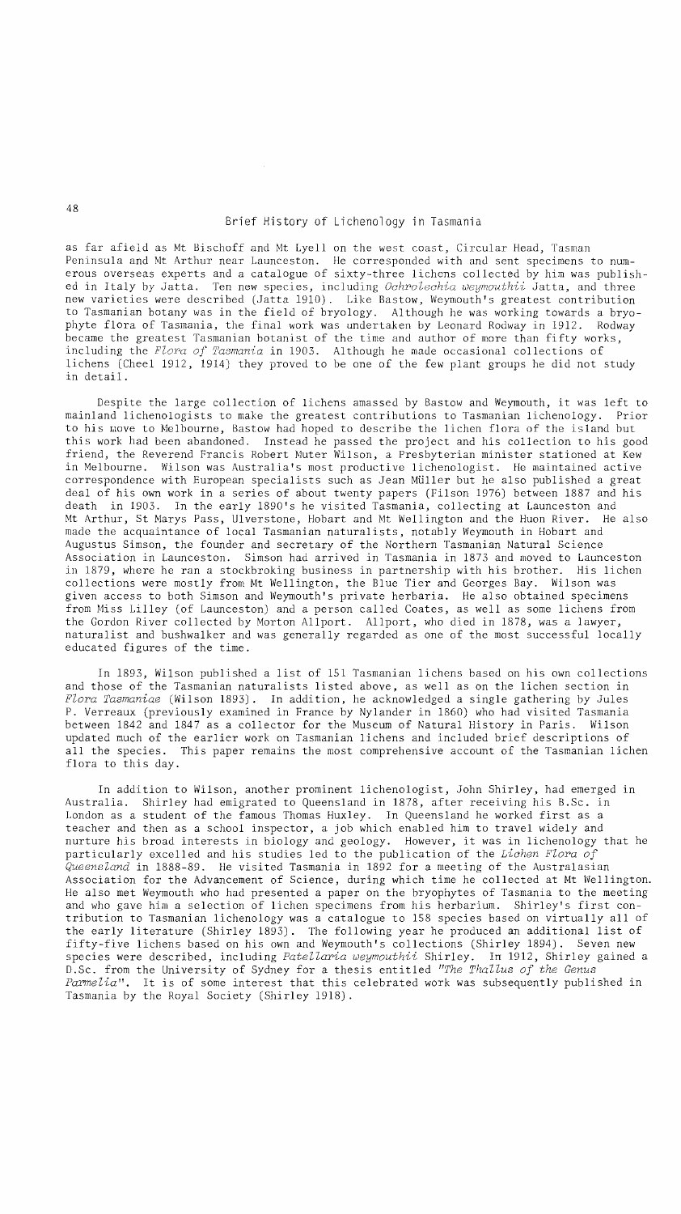as far afield as Mt Bischoff and Mt Lyell on the west coast, Circular Head, Tasman Peninsula and Mt Arthur near Launceston. He corresponded with and sent specimens to numerous overseas experts and a catalogue of sixty-three lichens collected by him was published in Italy by Jatta. Ten new species, including *Ochrolechia weymouthii* Jatta, and three new varieties were described (Jatta 1910). Like Bastow, Weymouth's greatest contribution to Tasmanian botany was in the field of bryology. Although he was working towards a bryophyte flora of Tasmania, the final work was undertaken by Leonard Rodway in 1912. Rodway became the greatest Tasmanian botanist of the time and author of more than fifty works, including the *Flora of Tasmania* in 1903. Although he made occasional collections of lichens (Cheel 1912, 1914) they proved to be one of the few plant groups he did not study in detail.

Despite the large collection of lichens amassed by Bastow and Weymouth, it was left to mainland lichenologists to make the greatest contributions to Tasmanian lichenology. Prior to his move to Melbourne, Bastow had hoped to describe the lichen flora of the island but this work had been abandoned. Instead he passed the project and his collection to his good friend, the Reverend Francis Robert Muter Wilson, a Presbyterian minister stationed at Kew in Melbourne. Wilson was Australia's most productive lichenologist. He maintained active correspondence with European specialists such as Jean Müller but he also published a great deal of his own work in a series of about twenty papers (Filson 1976) between 1887 and his death in 1903. In the early 1890's he visited Tasmania, collecting at Launceston and Mt Arthur, St Marys Pass, Ulverstone, Hobart and Mt Wellington and the Huon River. He also made the acquaintance of local Tasmanian naturalists, notably Weymouth in Hobart and Augustus Simson, the founder and secretary of the Northern Tasmanian Natural Science Association in Launceston. Simson had arrived in Tasmania in 1873 and moved to Launceston in 1879, where he ran a stockbroking business in partnership with his brother. His lichen collections were mostly from Mt Wellington, the Blue Tier and Georges Bay. Wilson was given access to both Simson and Weymouth's private herbaria. He also obtained specimens from Miss Lilley (of Launceston) and a person called Coates, as well as some lichens from the Gordon River collected by Morton Allport. Allport, who died in 1878, was a lawyer, naturalist and bushwalker and was generally regarded as one of the most successful locally educated figures of the time.

In 1893, Wilson published a list of 151 Tasmanian lichens based on his own collections and those of the Tasmanian naturalists listed above, as well as on the lichen section in *Flora Tasmaniae* (Wilson 1893). In addition, he acknowledged a single gathering by Jules P. Verreaux (previously examined in France by Nylander in 1860) who had visited Tasmania between 1842 and 1847 as a collector for the Museum of Natural History in Paris. Wilson updated much of the earlier work on Tasmanian lichens and included brief descriptions of all the species. This paper remains the most comprehensive account of the Tasmanian lichen flora to this day.

In addition to Wilson, another prominent lichenologist, John Shirley, had emerged in Australia. Shirley had emigrated to Queensland in 1878, after receiving his B.Sc. in London as a student of the famous Thomas Huxley. In Queensland he worked first as a teacher and then as a school inspector, a job which enabled him to travel widely and nurture his broad interests in biology and geology. However, it was in lichenology that he particularly excelled and his studies led to the publication of the *Lichen Flora of Queensland* in 1888-89. He visited Tasmania in 1892 for a meeting of the Australasian Association for the Advancement of Science, during which time he collected at Mt Wellington. He also met Weymouth who had presented a paper on the bryophytes of Tasmania to the meeting and who gave him a selection of lichen specimens from his herbarium. Shirley's first contribution to Tasmanian lichenology was a catalogue to 158 species based on virtually all of the early literature (Shirley 1893). The following year he produced an additional list of fifty-five lichens based on his own and Weymouth's collections (Shirley 1894). Seven new species were described, including *Patellaria weymouthii* Shirley. In 1912, Shirley gained a D.Sc. from the University of Sydney for a thesis entitled "*The Thallus of the Genus Parmelia*". It is of some interest that this celebrated work was subsequently published in Tasmania by the Royal Society (Shirley 1918).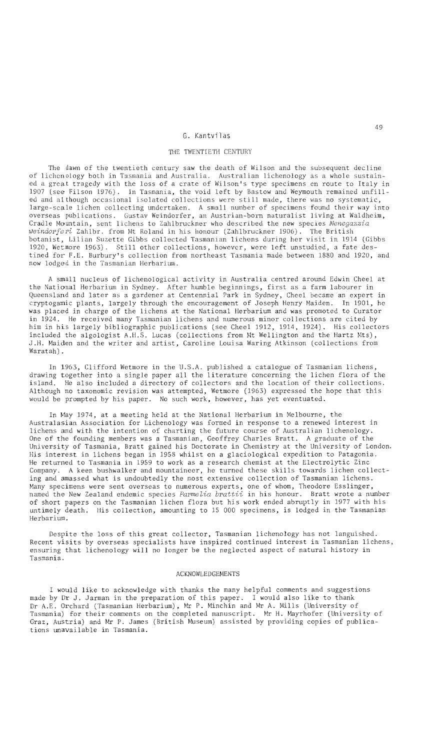## THE TWENTIETH CENTURY

The dawn of the twentieth century saw the death of Wilson and the subsequent decline of lichenology both in Tasmania and Australia. Australian lichenology as a whole sustained a great tragedy with the loss of a crate of Wilson's type specimens en route to Italy in 1907 (see Filson 1976). In Tasmania, the void left by Bastow and Weymouth remained unfilled and although occasional isolated collections were still made, there was no systematic, large-scale lichen collecting undertaken. A small number of specimens found their way into overseas publications. Gustav Weindorfer, an Austrian-born naturalist living at Waldheim, Cradle Mountain, sent lichens to Zahlbruckner who described the new species *Menegazzia weindorferi* Zahlbr. from Mt Roland in his honour (Zahlbruckner 1906). The British botanist, Lilian Suzette Gibbs collected Tasmanian lichens during her visit in 1914 (Gibbs 1920, Wetmore 1963). Still other collections, however, were left unstudied, a fate destined for F.E. Burbury's collection from northeast Tasmania made between 1880 and 1920, and now lodged in the Tasmanian Herbarium.

A small nucleus of lichenological activity in Australia centred around Edwin Cheel at the National Herbarium in Sydney. After humble beginnings, first as a farm labourer in Queensland and later as a gardener at Centennial Park in Sydney, Cheel became an expert in cryptogamic plants, largely through the encouragement of Joseph Henry Maiden. In 1901, he was placed in charge of the lichens at the National Herbarium and was promoted to Curator in 1924. He received many Tasmanian lichens and numerous minor collections are cited by him in his largely bibliographic publications (see Cheel 1912, 1914, 1924). His collectors included the algologist A.H.S. Lucas (collections from Mt Wellington and the Hartz Mts), J.H. Maiden and the writer and artist, Caroline Louisa Waring Atkinson (collections from Waratah).

In 1963, Clifford Wetmore in the U.S.A. published a catalogue of Tasmanian lichens, drawing together into a single paper all the literature concerning the lichen flora of the island. He also included a directory of collectors and the location of their collections. Although no taxonomic revision was attempted, Wetmore (1963) expressed the hope that this would be prompted by his paper. No such work, however, has yet eventuated.

In May 1974, at a meeting held at the National Herbarium in Melbourne, the Australasian Association for Lichenology was formed in response to a renewed interest in lichens and with the intention of charting the future course of Australian lichenology. One of the founding members was a Tasmanian, Geoffrey Charles Bratt. A graduate of the University of Tasmania, Bratt gained his Doctorate in Chemistry at the University of London. His interest in lichens began in 1958 whilst on a glaciological expedition to Patagonia. He returned to Tasmania in 1959 to work as a research chemist at the Electrolytic Zinc Company. A keen bushwalker and mountaineer, he turned these skills towards lichen collecting and amassed what is undoubtedly the most extensive collection of Tasmanian lichens. Many specimens were sent overseas to numerous experts, one of whom, Theodore Esslinger, named the New Zealand endemic species *Parmelia brattii* in his honour. Bratt wrote a number of short papers on the Tasmanian lichen flora but his work ended abruptly in 1977 with his untimely death. His collection, amounting to 15 000 specimens, is lodged in the Tasmanian Herbarium.

Despite the loss of this great collector, Tasmanian lichenology has not languished. Recent visits by overseas specialists have inspired continued interest in Tasmanian lichens, ensuring that lichenology will no longer be the neglected aspect of natural history in Tasmania.

## ACKNOWLEDGEMENTS

I would like to acknowledge with thanks the many helpful comments and suggestions made by Dr J. Jarman in the preparation of this paper. I would also like to thank Dr A.E. Orchard (Tasmanian Herbarium), Mr P. Minchin and Mr A. Mills (University of Tasmania) for their comments on the completed manuscript. Mr H. Mayrhofer (University of Graz, Austria) and Mr P. James (British Museum) assisted by providing copies of publications unavailable in Tasmania.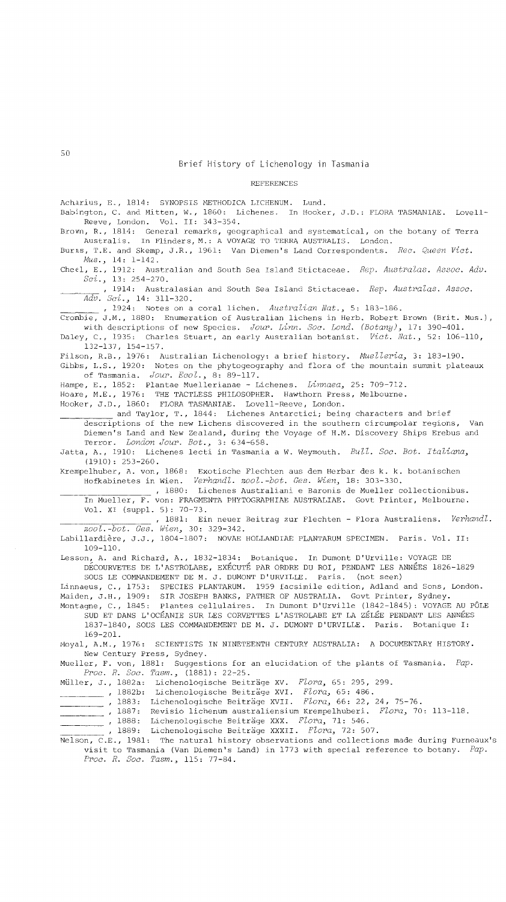## REFERENCES

Acharius, E., 1814: SYNOPSIS METHODICA LICHENUM. Lund.

Babington, C. and Mitten, W., 1860: Lichenes. In Hooker, J.D.: FLORA TASMANIAE. Lovell-Reeve, London. Vol. II: 343-354.

Brown, R., 1814: General remarks, geographical and systematical, on the botany of Terra Australis. In Flinders, M.: A VOYAGE TO TERRA AUSTRALIS. London.

Burns, T.E. and Skemp, J.R., 1961: Van Diemen's Land Correspondents. *Rec. Queen Vict. Mus.*, 14: 1-142.

Cheel, E., 1912: Australian and South Sea Island Stictaceae. *Rep. Australas. Assoc. Adv. Sci.*, 13: 254-270.

\_\_\_\_\_\_\_\_, 1914: Australasian and South Sea Island Stictaceae. *Rep. Australas. Assoc. Adv. Sci.*, 14: 311-320.

\_\_\_\_\_\_\_\_, 1924: Notes on a coral lichen. *Australian Nat.*, 5: 183-186.

Crombie, J.M., 1880: Enumeration of Australian lichens in Herb. Robert Brown (Brit. Mus.), with descriptions of new Species. *Jour. Linn. Soc. Lond. (Botany)*, 17: 390-401.

Daley, C., 1935: Charles Stuart, an early Australian botanist. *Vict. Nat.*, 52: 106-110, 132-137, 154-157.

Filson, R.B., 1976: Australian Lichenology: a brief history. *Muelleria*, 3: 183-190.

Gibbs, L.S., 1920: Notes on the phytogeography and flora of the mountain summit plateaux of Tasmania. *Jour. Ecol.*, 8: 89-117.

Hampe, E., 1852: Plantae Muellerianae - Lichenes. *Linnaea*, 25: 709-712.

Hoare, M.E., 1976: THE TACTLESS PHILOSOPHER. Hawthorn Press, Melbourne.

Hooker, J.D., 1860: FLORA TASMANIAE. Lovell-Reeve, London.

\_\_\_\_\_\_\_\_\_\_ and Taylor, T., 1844: Lichenes Antarctici; being characters and brief descriptions of the new Lichens discovered in the southern circumpolar regions, Van Diemen's Land and New Zealand, during the Voyage of H.M. Discovery Ships Erebus and Terror. *London Jour. Bot.*, 3: 634-658.

Jatta, A., 1910: Lichenes lecti in Tasmania a W. Weymouth. *Bull. Soc. Bot. Italiana*, (1910): 253-260.

Krempelhuber, A. von, 1868: Exotische Flechten aus dem Herbar des k. k. botanischen Hofkabinetes in Wien. *Verhandl. zool.-bot. Ges. Wien*, 18: 303-330.

\_\_\_\_\_\_\_\_\_\_\_\_\_\_\_\_\_, 1880: Lichenes Australiani e Baronis de Mueller collectionibus. In Mueller, F. von: FRAGMENTA PHYTOGRAPHIAE AUSTRALIAE. Govt Printer, Melbourne. Vol. XI (suppl. 5): 70-73.

\_\_\_\_\_\_\_\_\_\_\_\_\_\_\_\_\_, 1881: Ein neuer Beitrag zur Flechten - Flora Australiens. *Verhandl. zool.-bot. Ges. Wien*, 30: 329-342.

Labillardière, J.J., 1804-1807: NOVAE HOLLANDIAE PLANTARUM SPECIMEN. Paris. Vol. II: 109-110.

Lesson, A. and Richard, A., 1832-1834: Botanique. In Dumont D'Urville: VOYAGE DE DÉCOURVETES DE L'ASTROLABE, EXÉCUTÉ PAR ORDRE DU ROI, PENDANT LES ANNÉES 1826-1829 SOUS LE COMMANDEMENT DE M. J. DUMONT D'URVILLE. Paris. (not seen)

Linnaeus, C., 1753: SPECIES PLANTARUM. 1959 facsimile edition, Adland and Sons, London.

Maiden, J.H., 1909: SIR JOSEPH BANKS, FATHER OF AUSTRALIA. Govt Printer, Sydney.

Montagne, C., 1845: Plantes cellulaires. In Dumont D'Urville (1842-1845): VOYAGE AU PÔLE SUD ET DANS L'OCÉANIE SUR LES CORVETTES L'ASTROLABE ET LA ZÉLÉE PENDANT LES ANNÉES 1837-1840, SOUS LES COMMANDEMENT DE M. J. DUMONT D'URVILLE. Paris. Botanique I: 169-201.

Moyal, A.M., 1976: SCIENTISTS IN NINETEENTH CENTURY AUSTRALIA: A DOCUMENTARY HISTORY. New Century Press, Sydney.

Mueller, F. von, 1881: Suggestions for an elucidation of the plants of Tasmania. *Pap. Proc. R. Soc. Tasm.*, (1881): 22-25.

Müller, J., 1882a: Lichenologische Beiträge XV. *Flora*, 65: 295, 299.

\_\_\_\_\_\_\_\_\_, 1882b: Lichenologische Beiträge XVI. *Flora*, 65: 486.

\_\_\_\_\_\_\_\_\_, 1883: Lichenologische Beiträge XVII. *Flora*, 66: 22, 24, 75-76.

\_\_\_\_\_\_\_\_\_, 1887: Revisio lichenum australiensium Krempelhuberi. *Flora*, 70: 113-118.

\_\_\_\_\_\_\_\_\_, 1888: Lichenologische Beiträge XXX. *Flora*, 71: 546.

\_\_\_\_\_\_\_\_\_, 1889: Lichenologische Beiträge XXXII. *Flora*, 72: 507.

Nelson, C.E., 1981: The natural history observations and collections made during Furneaux's visit to Tasmania (Van Diemen's Land) in 1773 with special reference to botany. *Pap. Proc. R. Soc. Tasm.*, 115: 77-84.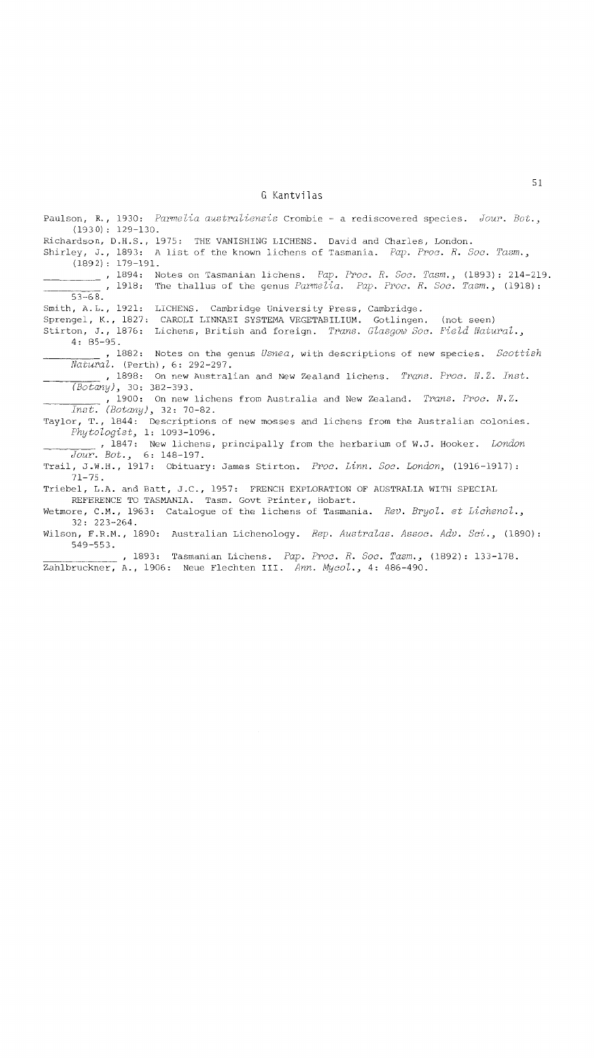Paulson, R., 1930: *Parmelia australiensis* Crombie - a rediscovered species. *Jour. Bot.*, (1930): 129-130.

Richardson, D.H.S., 1975: THE VANISHING LICHENS. David and Charles, London.

Shirley, J., 1893: A list of the known lichens of Tasmania. *Pap. Proc. R. Soc. Tasm.*, (1892): 179-191.

__________, 1894: Notes on Tasmanian lichens. *Pap. Proc. R. Soc. Tasm.*, (1893): 214-219.

__________, 1918: The thallus of the genus *Parmelia*. *Pap. Proc. R. Soc. Tasm.*, (1918): 53-68.

Smith, A.L., 1921: LICHENS. Cambridge University Press, Cambridge.

Sprengel, K., 1827: CAROLI LINNAEI SYSTEMA VEGETABILIUM. Gotlingen. (not seen)

Stirton, J., 1876: Lichens, British and foreign. *Trans. Glasgow Soc. Field Natural.*, 4: 85-95.

__________, 1882: Notes on the genus *Usnea*, with descriptions of new species. *Scottish Natural.* (Perth), 6: 292-297.

__________, 1898: On new Australian and New Zealand lichens. *Trans. Proc. N.Z. Inst. (Botany)*, 30: 382-393.

__________, 1900: On new lichens from Australia and New Zealand. *Trans. Proc. N.Z. Inst. (Botany)*, 32: 70-82.

Taylor, T., 1844: Descriptions of new mosses and lichens from the Australian colonies. *Phytologist*, 1: 1093-1096.

__________, 1847: New lichens, principally from the herbarium of W.J. Hooker. *London Jour. Bot.*, 6: 148-197.

Trail, J.W.H., 1917: Obituary: James Stirton. *Proc. Linn. Soc. London*, (1916-1917): 71-75.

Triebel, L.A. and Batt, J.C., 1957: FRENCH EXPLORATION OF AUSTRALIA WITH SPECIAL REFERENCE TO TASMANIA. Tasm. Govt Printer, Hobart.

Wetmore, C.M., 1963: Catalogue of the lichens of Tasmania. *Rev. Bryol. et Lichenol.*, 32: 223-264.

Wilson, F.R.M., 1890: Australian Lichenology. *Rep. Australas. Assoc. Adv. Sci.*, (1890): 549-553.

__________, 1893: Tasmanian Lichens. *Pap. Proc. R. Soc. Tasm.*, (1892): 133-178.

Zahlbruckner, A., 1906: Neue Flechten III. *Ann. Mycol.*, 4: 486-490.